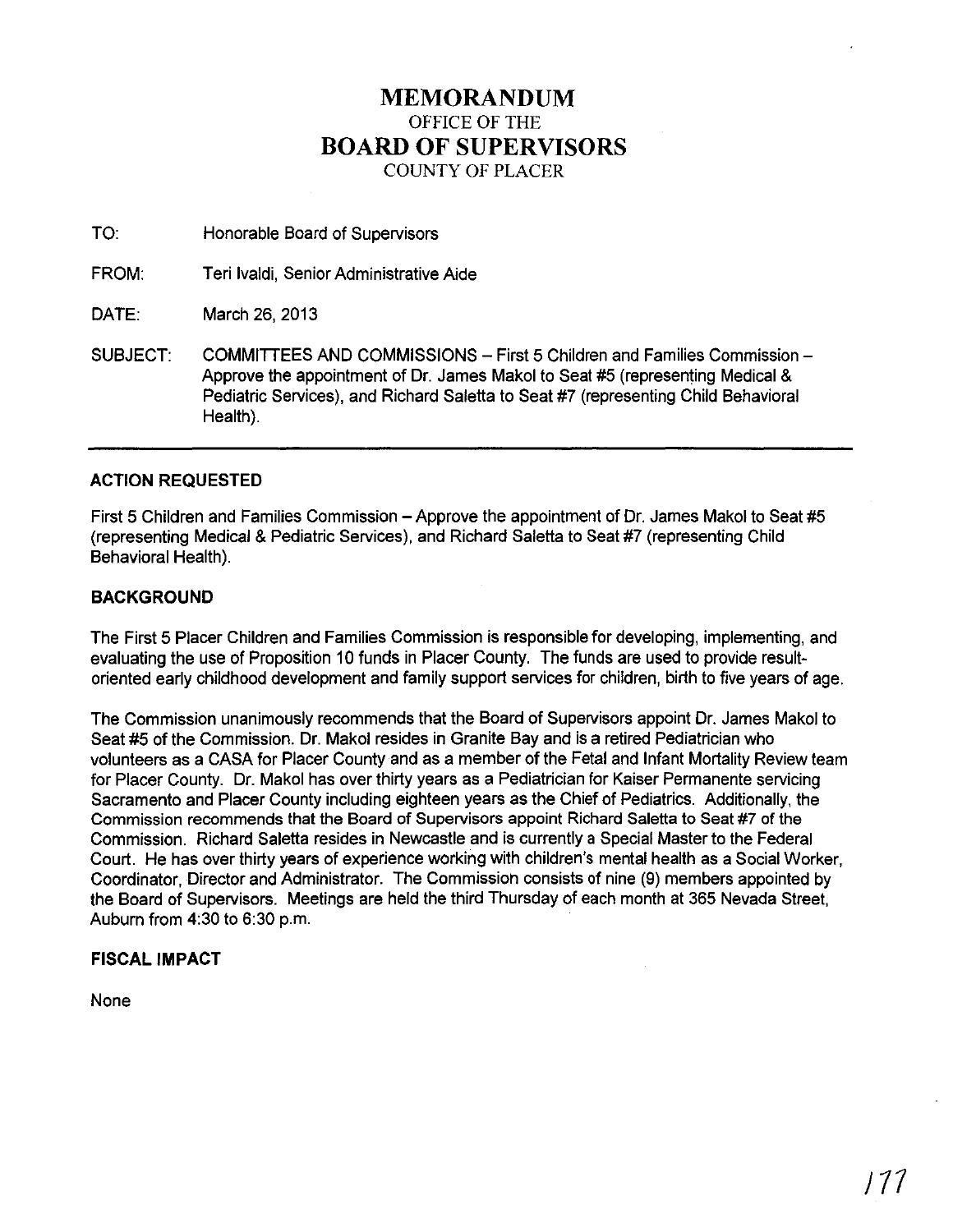# MEMORANDUM
## OFFICE OF THE
# BOARD OF SUPERVISORS
COUNTY OF PLACER

TO: Honorable Board of Supervisors

FROM: Teri Ivaldi, Senior Administrative Aide

DATE: March 26, 2013

SUBJECT: COMMITTEES AND COMMISSIONS – First 5 Children and Families Commission – Approve the appointment of Dr. James Makol to Seat #5 (representing Medical & Pediatric Services), and Richard Saletta to Seat #7 (representing Child Behavioral Health).

---

### ACTION REQUESTED

First 5 Children and Families Commission – Approve the appointment of Dr. James Makol to Seat #5 (representing Medical & Pediatric Services), and Richard Saletta to Seat #7 (representing Child Behavioral Health).

### BACKGROUND

The First 5 Placer Children and Families Commission is responsible for developing, implementing, and evaluating the use of Proposition 10 funds in Placer County. The funds are used to provide result-oriented early childhood development and family support services for children, birth to five years of age.

The Commission unanimously recommends that the Board of Supervisors appoint Dr. James Makol to Seat #5 of the Commission. Dr. Makol resides in Granite Bay and is a retired Pediatrician who volunteers as a CASA for Placer County and as a member of the Fetal and Infant Mortality Review team for Placer County. Dr. Makol has over thirty years as a Pediatrician for Kaiser Permanente servicing Sacramento and Placer County including eighteen years as the Chief of Pediatrics. Additionally, the Commission recommends that the Board of Supervisors appoint Richard Saletta to Seat #7 of the Commission. Richard Saletta resides in Newcastle and is currently a Special Master to the Federal Court. He has over thirty years of experience working with children's mental health as a Social Worker, Coordinator, Director and Administrator. The Commission consists of nine (9) members appointed by the Board of Supervisors. Meetings are held the third Thursday of each month at 365 Nevada Street, Auburn from 4:30 to 6:30 p.m.

### FISCAL IMPACT

None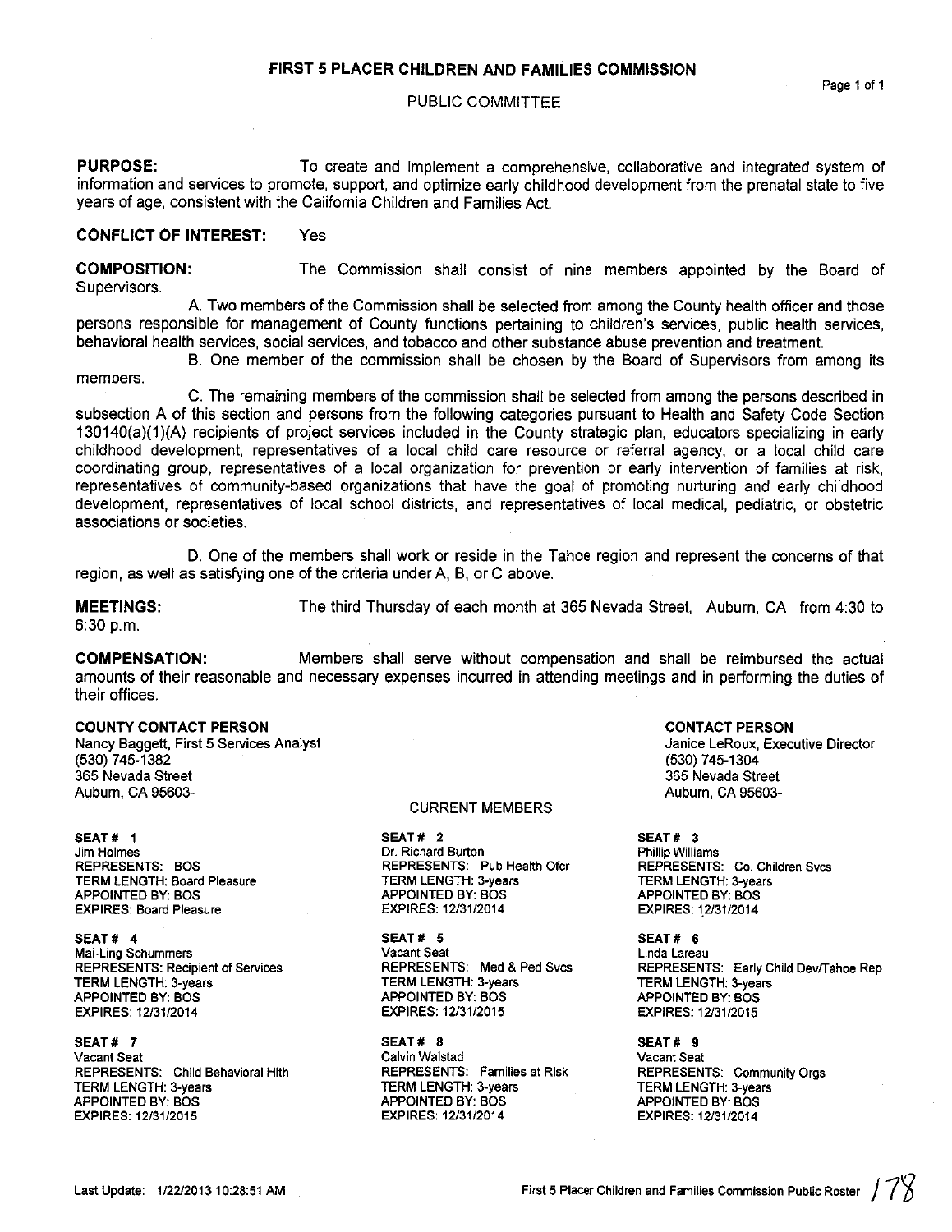# FIRST 5 PLACER CHILDREN AND FAMILIES COMMISSION

PUBLIC COMMITTEE

**PURPOSE:** To create and implement a comprehensive, collaborative and integrated system of information and services to promote, support, and optimize early childhood development from the prenatal state to five years of age, consistent with the California Children and Families Act.

**CONFLICT OF INTEREST:** Yes

**COMPOSITION:** The Commission shall consist of nine members appointed by the Board of Supervisors.

A. Two members of the Commission shall be selected from among the County health officer and those persons responsible for management of County functions pertaining to children's services, public health services, behavioral health services, social services, and tobacco and other substance abuse prevention and treatment.

B. One member of the commission shall be chosen by the Board of Supervisors from among its members.

C. The remaining members of the commission shall be selected from among the persons described in subsection A of this section and persons from the following categories pursuant to Health and Safety Code Section 130140(a)(1)(A) recipients of project services included in the County strategic plan, educators specializing in early childhood development, representatives of a local child care resource or referral agency, or a local child care coordinating group, representatives of a local organization for prevention or early intervention of families at risk, representatives of community-based organizations that have the goal of promoting nurturing and early childhood development, representatives of local school districts, and representatives of local medical, pediatric, or obstetric associations or societies.

D. One of the members shall work or reside in the Tahoe region and represent the concerns of that region, as well as satisfying one of the criteria under A, B, or C above.

**MEETINGS:** The third Thursday of each month at 365 Nevada Street, Auburn, CA from 4:30 to 6:30 p.m.

**COMPENSATION:** Members shall serve without compensation and shall be reimbursed the actual amounts of their reasonable and necessary expenses incurred in attending meetings and in performing the duties of their offices.

**COUNTY CONTACT PERSON**
Nancy Baggett, First 5 Services Analyst
(530) 745-1382
365 Nevada Street
Auburn, CA 95603-

**CONTACT PERSON**
Janice LeRoux, Executive Director
(530) 745-1304
365 Nevada Street
Auburn, CA 95603-

CURRENT MEMBERS

**SEAT # 1**
Jim Holmes
REPRESENTS: BOS
TERM LENGTH: Board Pleasure
APPOINTED BY: BOS
EXPIRES: Board Pleasure

**SEAT # 2**
Dr. Richard Burton
REPRESENTS: Pub Health Ofcr
TERM LENGTH: 3-years
APPOINTED BY: BOS
EXPIRES: 12/31/2014

**SEAT # 3**
Phillip Williams
REPRESENTS: Co. Children Svcs
TERM LENGTH: 3-years
APPOINTED BY: BOS
EXPIRES: 12/31/2014

**SEAT # 4**
Mai-Ling Schummers
REPRESENTS: Recipient of Services
TERM LENGTH: 3-years
APPOINTED BY: BOS
EXPIRES: 12/31/2014

**SEAT # 5**
Vacant Seat
REPRESENTS: Med & Ped Svcs
TERM LENGTH: 3-years
APPOINTED BY: BOS
EXPIRES: 12/31/2015

**SEAT # 6**
Linda Lareau
REPRESENTS: Early Child Dev/Tahoe Rep
TERM LENGTH: 3-years
APPOINTED BY: BOS
EXPIRES: 12/31/2015

**SEAT # 7**
Vacant Seat
REPRESENTS: Child Behavioral Hlth
TERM LENGTH: 3-years
APPOINTED BY: BOS
EXPIRES: 12/31/2015

**SEAT # 8**
Calvin Walstad
REPRESENTS: Families at Risk
TERM LENGTH: 3-years
APPOINTED BY: BOS
EXPIRES: 12/31/2014

**SEAT # 9**
Vacant Seat
REPRESENTS: Community Orgs
TERM LENGTH: 3-years
APPOINTED BY: BOS
EXPIRES: 12/31/2014

Last Update: 1/22/2013 10:28:51 AM

First 5 Placer Children and Families Commission Public Roster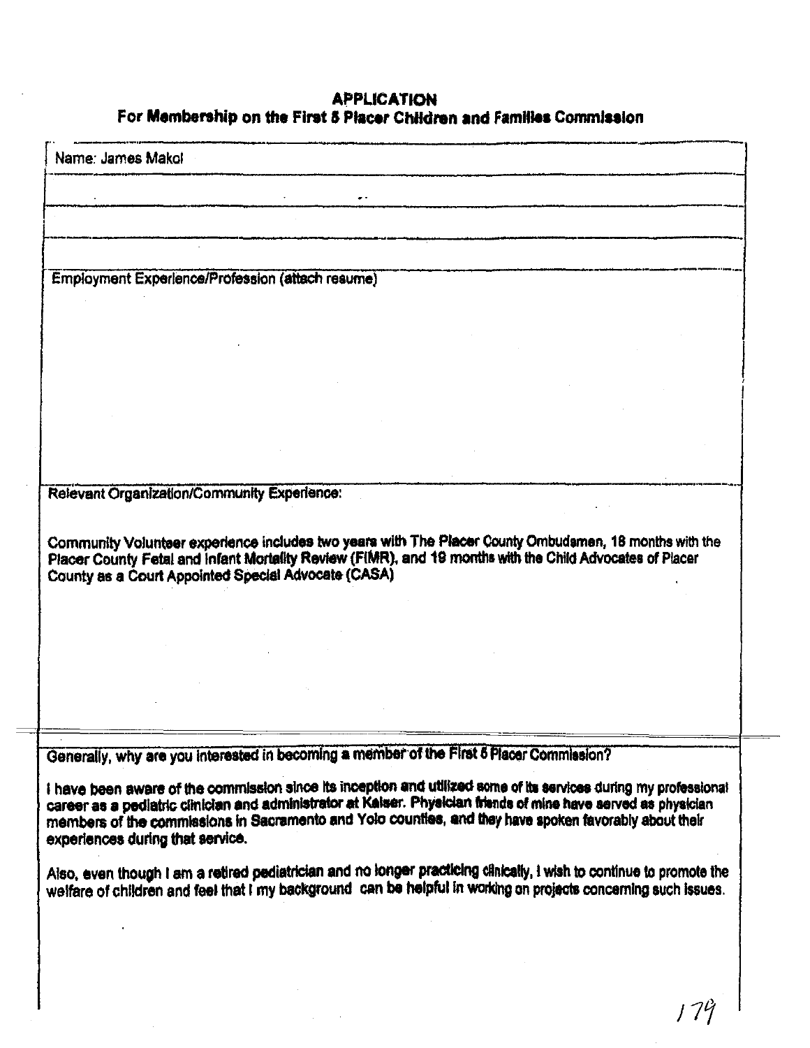# APPLICATION

## For Membership on the First 5 Placer Children and Families Commission

Name: James Makol

Employment Experience/Profession (attach resume)

Relevant Organization/Community Experience:

Community Volunteer experience includes two years with The Placer County Ombudsmen, 18 months with the Placer County Fetal and Infant Mortality Review (FIMR), and 19 months with the Child Advocates of Placer County as a Court Appointed Special Advocate (CASA)

Generally, why are you interested in becoming a member of the First 5 Placer Commission?

I have been aware of the commission since its inception and utilized some of its services during my professional career as a pediatric clinician and administrator at Kaiser. Physician friends of mine have served as physician members of the commissions in Sacramento and Yolo counties, and they have spoken favorably about their experiences during that service.

Also, even though I am a retired pediatrician and no longer practicing clinically, I wish to continue to promote the welfare of children and feel that I my background can be helpful in working on projects concerning such issues.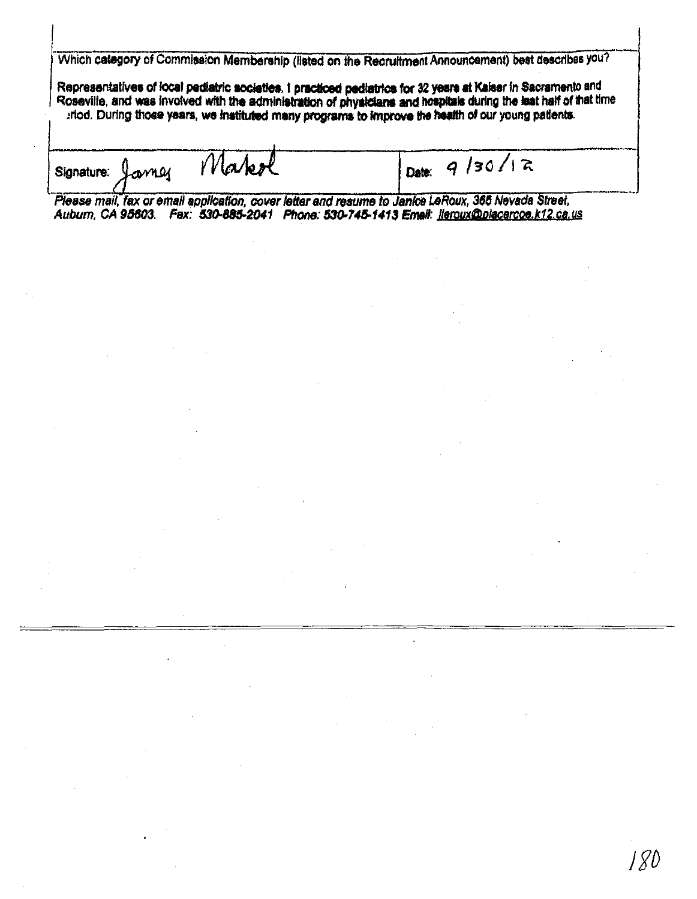Which category of Commission Membership (listed on the Recruitment Announcement) best describes you?

**Representatives of local pediatric societies. I practiced pediatrics for 32 years at Kaiser in Sacramento and Roseville, and was involved with the administration of physicians and hospitals during the last half of that time period. During those years, we instituted many programs to improve the health of our young patients.**

| | |
|---|---|
| Signature: James Makol | Date: 9/30/12 |

*Please mail, fax or email application, cover letter and resume to Janice LeRoux, 365 Nevada Street, Auburn, CA 95603. Fax: 530-885-2041 Phone: 530-745-1413 Email: jleroux@placercoe.k12.ca.us*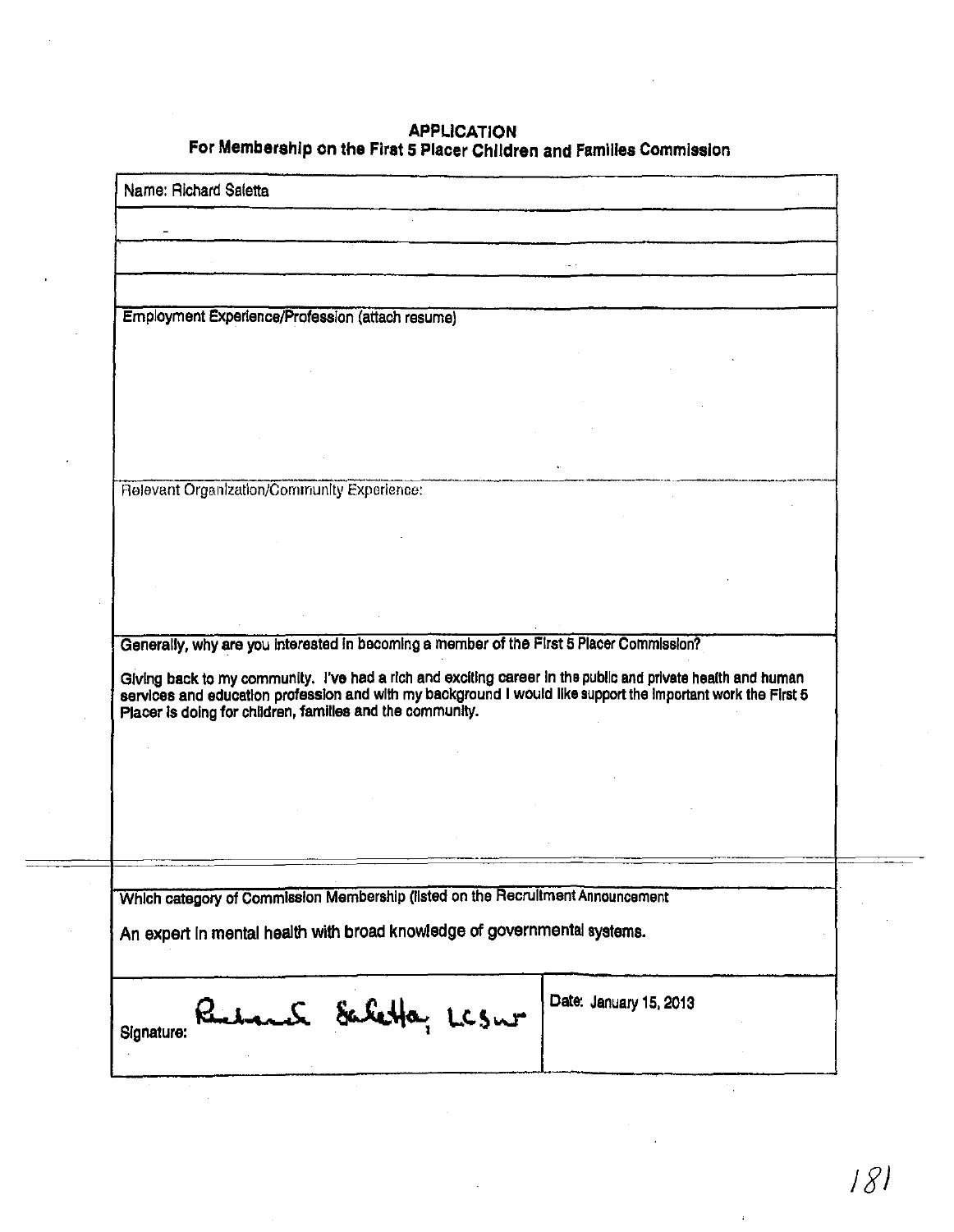# APPLICATION
## For Membership on the First 5 Placer Children and Families Commission

Name: Richard Saletta

Employment Experience/Profession (attach resume)

Relevant Organization/Community Experience:

Generally, why are you interested in becoming a member of the First 5 Placer Commission?

Giving back to my community. I've had a rich and exciting career in the public and private health and human services and education profession and with my background I would like support the important work the First 5 Placer is doing for children, families and the community.

Which category of Commission Membership (listed on the Recruitment Announcement

An expert in mental health with broad knowledge of governmental systems.

| | |
|---|---|
| Signature: Richard Saletta, LCSW | Date: January 15, 2013 |